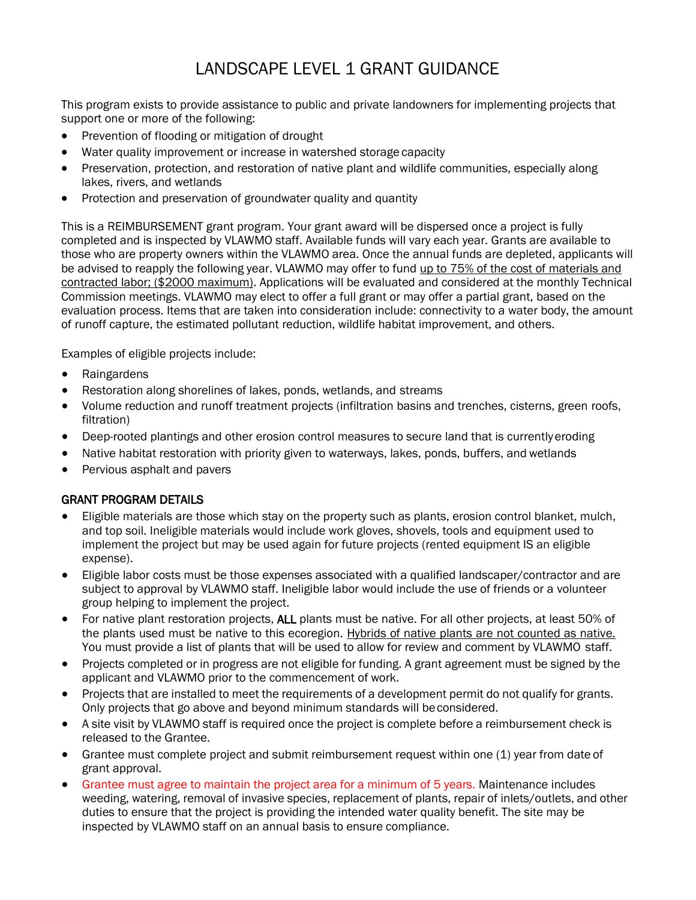# LANDSCAPE LEVEL 1 GRANT GUIDANCE

This program exists to provide assistance to public and private landowners for implementing projects that support one or more of the following:

- Prevention of flooding or mitigation of drought
- Water quality improvement or increase in watershed storage capacity
- Preservation, protection, and restoration of native plant and wildlife communities, especially along lakes, rivers, and wetlands
- Protection and preservation of groundwater quality and quantity

This is a REIMBURSEMENT grant program. Your grant award will be dispersed once a project is fully completed and is inspected by VLAWMO staff. Available funds will vary each year. Grants are available to those who are property owners within the VLAWMO area. Once the annual funds are depleted, applicants will be advised to reapply the following year. VLAWMO may offer to fund <u>up to 75% of the cost of materials and contracted labor; ($2000 maximum)</u>. Applications will be evaluated and considered at the monthly Technical Commission meetings. VLAWMO may elect to offer a full grant or may offer a partial grant, based on the evaluation process. Items that are taken into consideration include: connectivity to a water body, the amount of runoff capture, the estimated pollutant reduction, wildlife habitat improvement, and others.

Examples of eligible projects include:

- Raingardens
- Restoration along shorelines of lakes, ponds, wetlands, and streams
- Volume reduction and runoff treatment projects (infiltration basins and trenches, cisterns, green roofs, filtration)
- Deep-rooted plantings and other erosion control measures to secure land that is currently eroding
- Native habitat restoration with priority given to waterways, lakes, ponds, buffers, and wetlands
- Pervious asphalt and pavers

## GRANT PROGRAM DETAILS

- Eligible materials are those which stay on the property such as plants, erosion control blanket, mulch, and top soil. Ineligible materials would include work gloves, shovels, tools and equipment used to implement the project but may be used again for future projects (rented equipment IS an eligible expense).
- Eligible labor costs must be those expenses associated with a qualified landscaper/contractor and are subject to approval by VLAWMO staff. Ineligible labor would include the use of friends or a volunteer group helping to implement the project.
- For native plant restoration projects, **ALL** plants must be native. For all other projects, at least 50% of the plants used must be native to this ecoregion. <u>Hybrids of native plants are not counted as native.</u> You must provide a list of plants that will be used to allow for review and comment by VLAWMO staff.
- Projects completed or in progress are not eligible for funding. A grant agreement must be signed by the applicant and VLAWMO prior to the commencement of work.
- Projects that are installed to meet the requirements of a development permit do not qualify for grants. Only projects that go above and beyond minimum standards will be considered.
- A site visit by VLAWMO staff is required once the project is complete before a reimbursement check is released to the Grantee.
- Grantee must complete project and submit reimbursement request within one (1) year from date of grant approval.
- Grantee must agree to maintain the project area for a minimum of 5 years. Maintenance includes weeding, watering, removal of invasive species, replacement of plants, repair of inlets/outlets, and other duties to ensure that the project is providing the intended water quality benefit. The site may be inspected by VLAWMO staff on an annual basis to ensure compliance.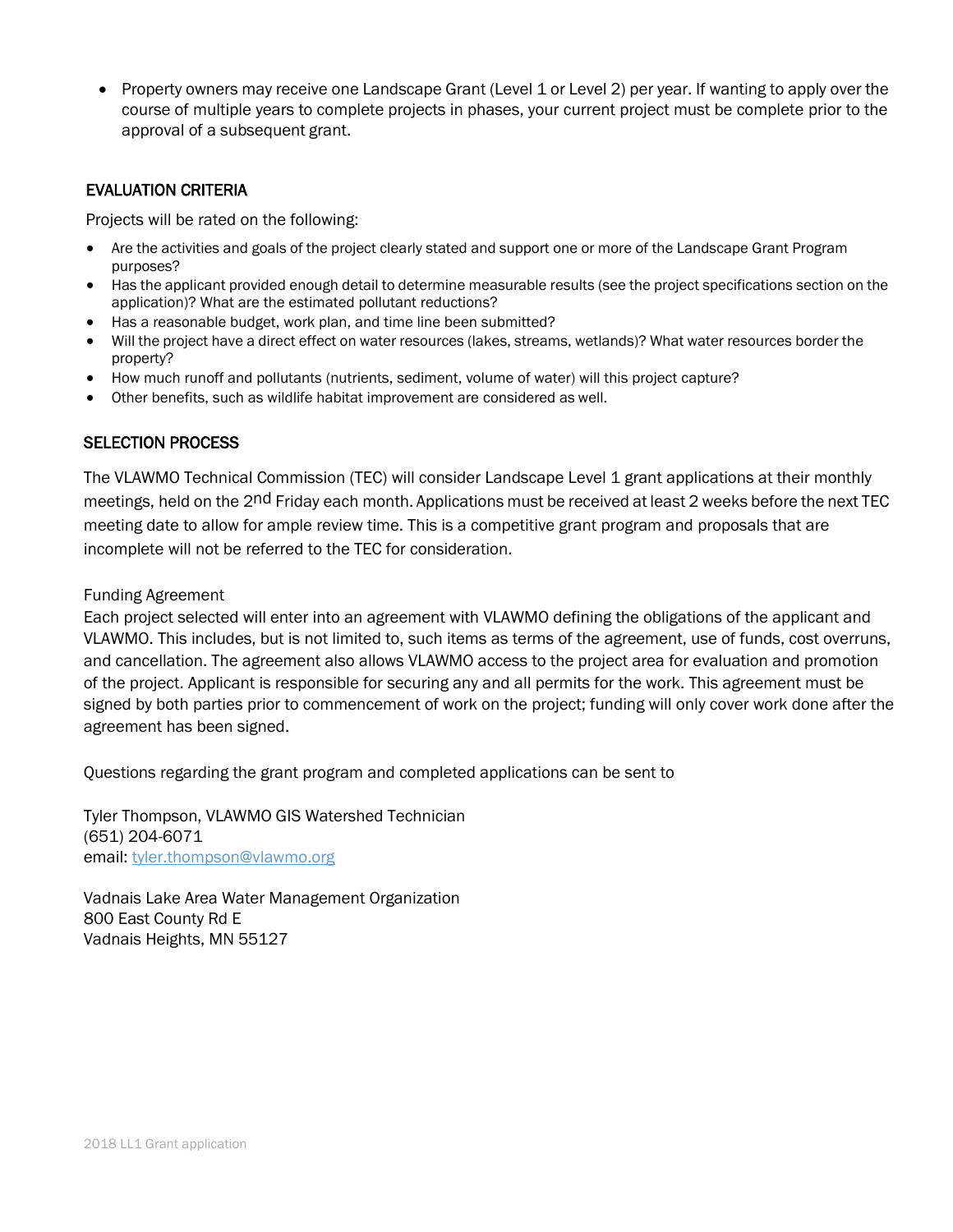- Property owners may receive one Landscape Grant (Level 1 or Level 2) per year. If wanting to apply over the course of multiple years to complete projects in phases, your current project must be complete prior to the approval of a subsequent grant.

## EVALUATION CRITERIA

Projects will be rated on the following:

- Are the activities and goals of the project clearly stated and support one or more of the Landscape Grant Program purposes?
- Has the applicant provided enough detail to determine measurable results (see the project specifications section on the application)? What are the estimated pollutant reductions?
- Has a reasonable budget, work plan, and time line been submitted?
- Will the project have a direct effect on water resources (lakes, streams, wetlands)? What water resources border the property?
- How much runoff and pollutants (nutrients, sediment, volume of water) will this project capture?
- Other benefits, such as wildlife habitat improvement are considered as well.

## SELECTION PROCESS

The VLAWMO Technical Commission (TEC) will consider Landscape Level 1 grant applications at their monthly meetings, held on the 2nd Friday each month. Applications must be received at least 2 weeks before the next TEC meeting date to allow for ample review time. This is a competitive grant program and proposals that are incomplete will not be referred to the TEC for consideration.

Funding Agreement
Each project selected will enter into an agreement with VLAWMO defining the obligations of the applicant and VLAWMO. This includes, but is not limited to, such items as terms of the agreement, use of funds, cost overruns, and cancellation. The agreement also allows VLAWMO access to the project area for evaluation and promotion of the project. Applicant is responsible for securing any and all permits for the work. This agreement must be signed by both parties prior to commencement of work on the project; funding will only cover work done after the agreement has been signed.

Questions regarding the grant program and completed applications can be sent to

Tyler Thompson, VLAWMO GIS Watershed Technician
(651) 204-6071
email: tyler.thompson@vlawmo.org

Vadnais Lake Area Water Management Organization
800 East County Rd E
Vadnais Heights, MN 55127